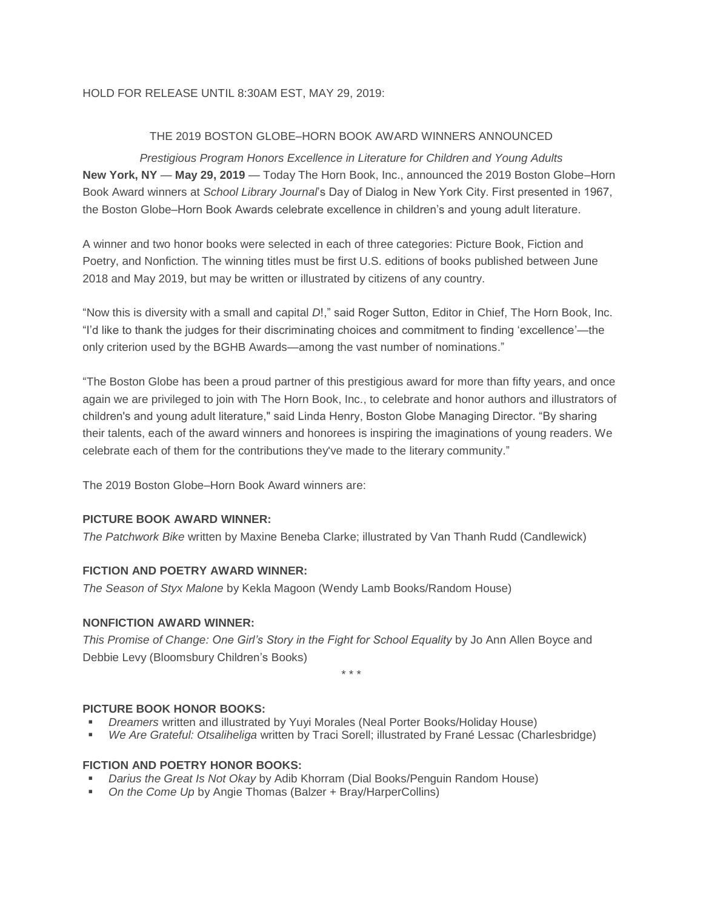HOLD FOR RELEASE UNTIL 8:30AM EST, MAY 29, 2019:

# THE 2019 BOSTON GLOBE–HORN BOOK AWARD WINNERS ANNOUNCED

*Prestigious Program Honors Excellence in Literature for Children and Young Adults*

**New York, NY** — **May 29, 2019** — Today The Horn Book, Inc., announced the 2019 Boston Globe–Horn Book Award winners at *School Library Journal*'s Day of Dialog in New York City. First presented in 1967, the Boston Globe–Horn Book Awards celebrate excellence in children's and young adult literature.

A winner and two honor books were selected in each of three categories: Picture Book, Fiction and Poetry, and Nonfiction. The winning titles must be first U.S. editions of books published between June 2018 and May 2019, but may be written or illustrated by citizens of any country.

"Now this is diversity with a small and capital *D*!," said Roger Sutton, Editor in Chief, The Horn Book, Inc. "I'd like to thank the judges for their discriminating choices and commitment to finding 'excellence'—the only criterion used by the BGHB Awards—among the vast number of nominations."

"The Boston Globe has been a proud partner of this prestigious award for more than fifty years, and once again we are privileged to join with The Horn Book, Inc., to celebrate and honor authors and illustrators of children's and young adult literature," said Linda Henry, Boston Globe Managing Director. "By sharing their talents, each of the award winners and honorees is inspiring the imaginations of young readers. We celebrate each of them for the contributions they've made to the literary community."

The 2019 Boston Globe–Horn Book Award winners are:

**PICTURE BOOK AWARD WINNER:**

*The Patchwork Bike* written by Maxine Beneba Clarke; illustrated by Van Thanh Rudd (Candlewick)

**FICTION AND POETRY AWARD WINNER:**

*The Season of Styx Malone* by Kekla Magoon (Wendy Lamb Books/Random House)

**NONFICTION AWARD WINNER:**

*This Promise of Change: One Girl's Story in the Fight for School Equality* by Jo Ann Allen Boyce and Debbie Levy (Bloomsbury Children's Books)

\* \* \*

**PICTURE BOOK HONOR BOOKS:**

- *Dreamers* written and illustrated by Yuyi Morales (Neal Porter Books/Holiday House)
- *We Are Grateful: Otsaliheliga* written by Traci Sorell; illustrated by Frané Lessac (Charlesbridge)

**FICTION AND POETRY HONOR BOOKS:**

- *Darius the Great Is Not Okay* by Adib Khorram (Dial Books/Penguin Random House)
- *On the Come Up* by Angie Thomas (Balzer + Bray/HarperCollins)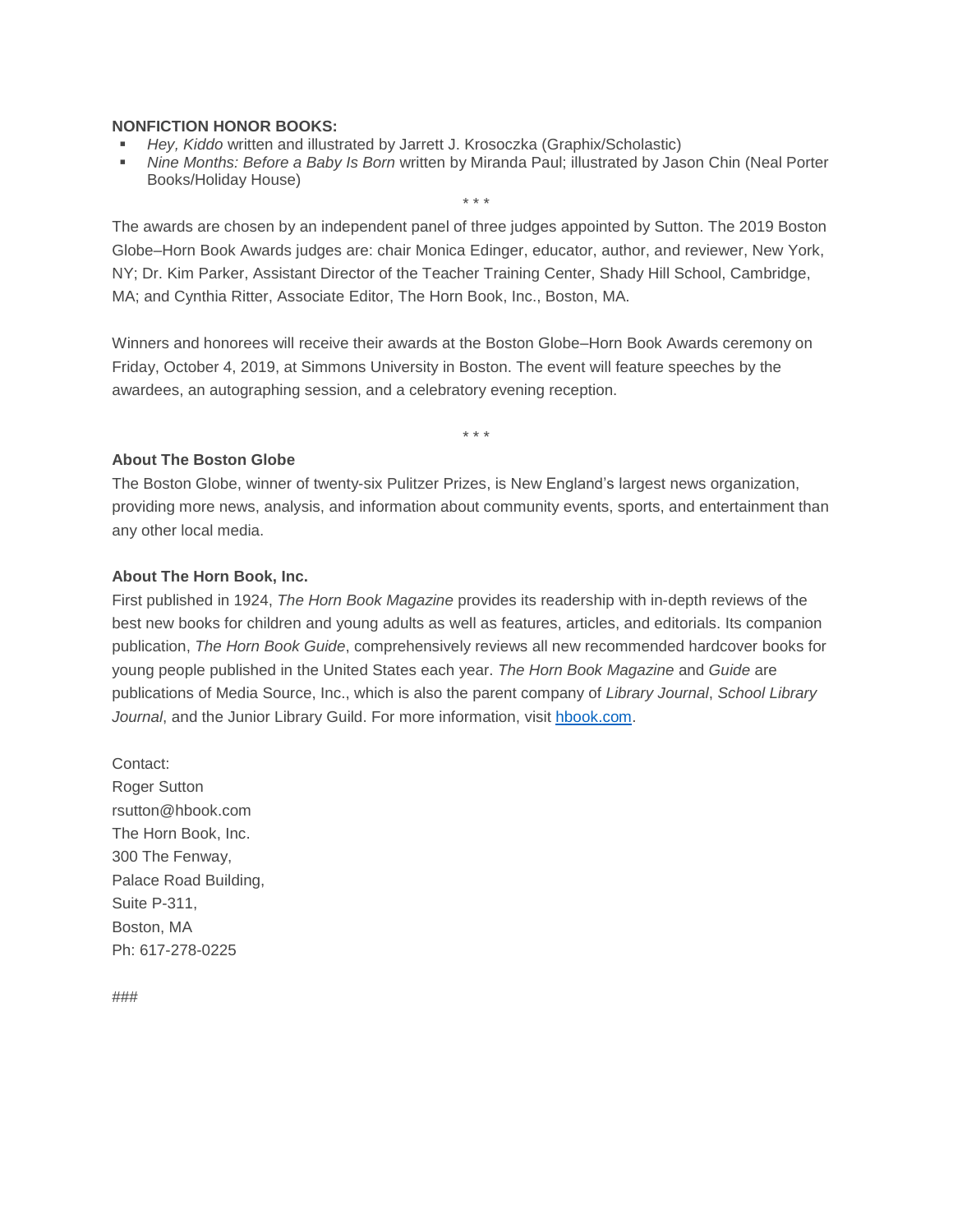**NONFICTION HONOR BOOKS:**

- *Hey, Kiddo* written and illustrated by Jarrett J. Krosoczka (Graphix/Scholastic)
- *Nine Months: Before a Baby Is Born* written by Miranda Paul; illustrated by Jason Chin (Neal Porter Books/Holiday House)

\* \* \*

The awards are chosen by an independent panel of three judges appointed by Sutton. The 2019 Boston Globe–Horn Book Awards judges are: chair Monica Edinger, educator, author, and reviewer, New York, NY; Dr. Kim Parker, Assistant Director of the Teacher Training Center, Shady Hill School, Cambridge, MA; and Cynthia Ritter, Associate Editor, The Horn Book, Inc., Boston, MA.

Winners and honorees will receive their awards at the Boston Globe–Horn Book Awards ceremony on Friday, October 4, 2019, at Simmons University in Boston. The event will feature speeches by the awardees, an autographing session, and a celebratory evening reception.

\* \* \*

**About The Boston Globe**

The Boston Globe, winner of twenty-six Pulitzer Prizes, is New England's largest news organization, providing more news, analysis, and information about community events, sports, and entertainment than any other local media.

**About The Horn Book, Inc.**

First published in 1924, *The Horn Book Magazine* provides its readership with in-depth reviews of the best new books for children and young adults as well as features, articles, and editorials. Its companion publication, *The Horn Book Guide*, comprehensively reviews all new recommended hardcover books for young people published in the United States each year. *The Horn Book Magazine* and *Guide* are publications of Media Source, Inc., which is also the parent company of *Library Journal*, *School Library Journal*, and the Junior Library Guild. For more information, visit [hbook.com](http://hbook.com).

Contact:
Roger Sutton
rsutton@hbook.com
The Horn Book, Inc.
300 The Fenway,
Palace Road Building,
Suite P-311,
Boston, MA
Ph: 617-278-0225

###